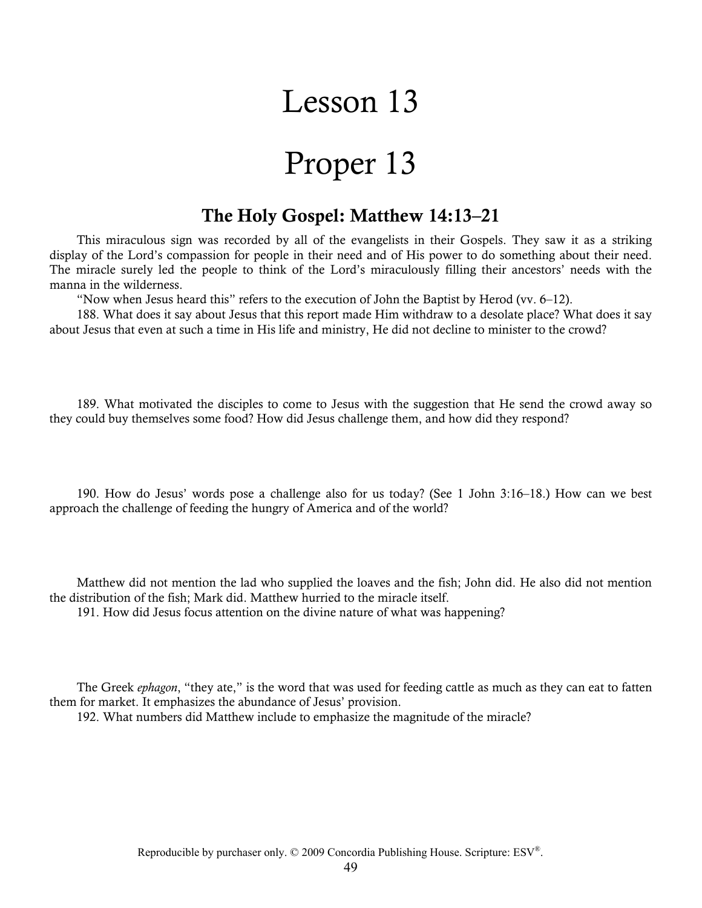# Lesson 13

# Proper 13

## The Holy Gospel: Matthew 14:13–21

This miraculous sign was recorded by all of the evangelists in their Gospels. They saw it as a striking display of the Lord's compassion for people in their need and of His power to do something about their need. The miracle surely led the people to think of the Lord's miraculously filling their ancestors' needs with the manna in the wilderness.

"Now when Jesus heard this" refers to the execution of John the Baptist by Herod (vv. 6–12).

188. What does it say about Jesus that this report made Him withdraw to a desolate place? What does it say about Jesus that even at such a time in His life and ministry, He did not decline to minister to the crowd?

189. What motivated the disciples to come to Jesus with the suggestion that He send the crowd away so they could buy themselves some food? How did Jesus challenge them, and how did they respond?

190. How do Jesus' words pose a challenge also for us today? (See 1 John 3:16–18.) How can we best approach the challenge of feeding the hungry of America and of the world?

Matthew did not mention the lad who supplied the loaves and the fish; John did. He also did not mention the distribution of the fish; Mark did. Matthew hurried to the miracle itself.

191. How did Jesus focus attention on the divine nature of what was happening?

The Greek *ephagon*, "they ate," is the word that was used for feeding cattle as much as they can eat to fatten them for market. It emphasizes the abundance of Jesus' provision.

192. What numbers did Matthew include to emphasize the magnitude of the miracle?

Reproducible by purchaser only. © 2009 Concordia Publishing House. Scripture: ESV®.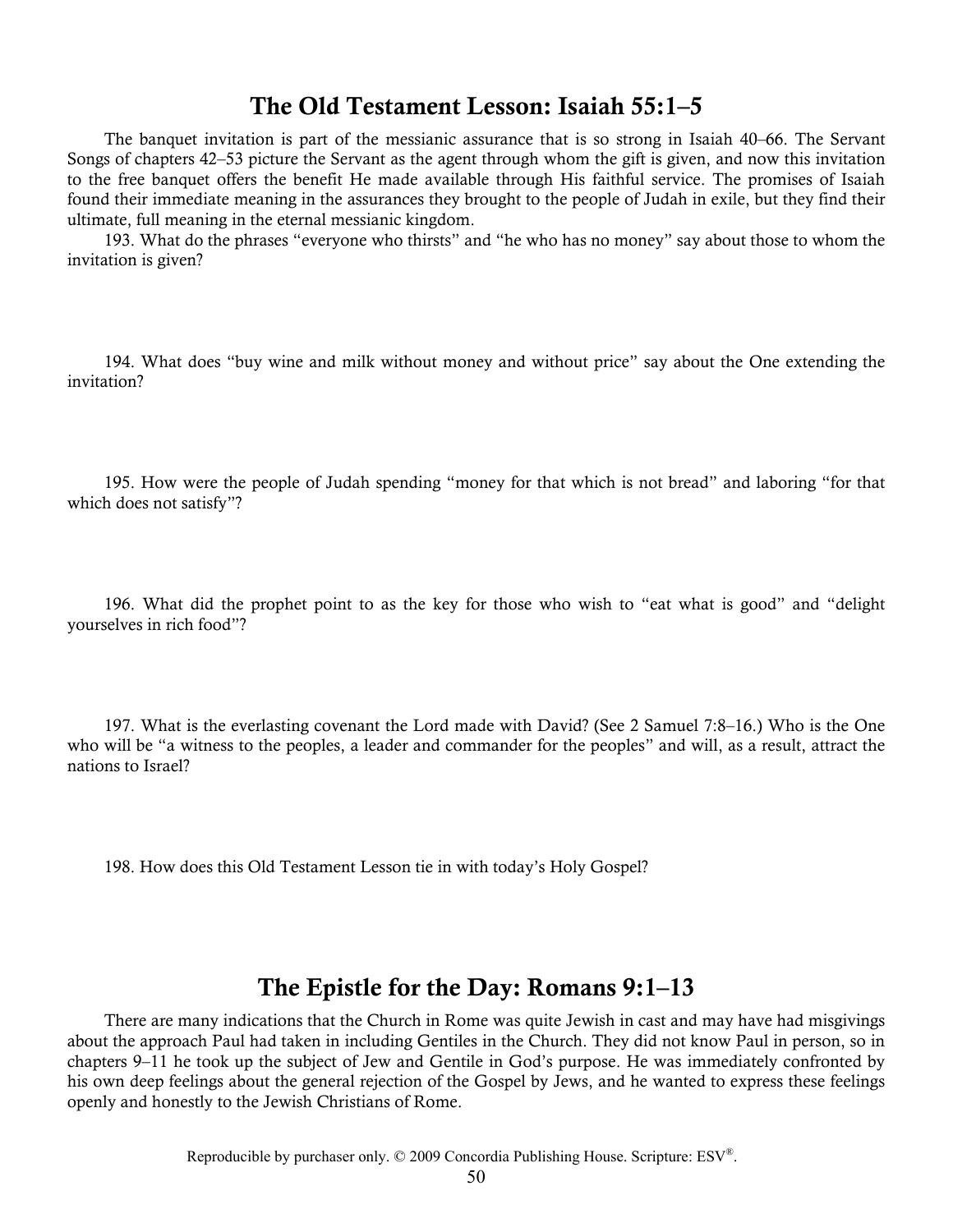## The Old Testament Lesson: Isaiah 55:1–5

The banquet invitation is part of the messianic assurance that is so strong in Isaiah 40–66. The Servant Songs of chapters 42–53 picture the Servant as the agent through whom the gift is given, and now this invitation to the free banquet offers the benefit He made available through His faithful service. The promises of Isaiah found their immediate meaning in the assurances they brought to the people of Judah in exile, but they find their ultimate, full meaning in the eternal messianic kingdom.

193. What do the phrases "everyone who thirsts" and "he who has no money" say about those to whom the invitation is given?

194. What does "buy wine and milk without money and without price" say about the One extending the invitation?

195. How were the people of Judah spending "money for that which is not bread" and laboring "for that which does not satisfy"?

196. What did the prophet point to as the key for those who wish to "eat what is good" and "delight yourselves in rich food"?

197. What is the everlasting covenant the Lord made with David? (See 2 Samuel 7:8–16.) Who is the One who will be "a witness to the peoples, a leader and commander for the peoples" and will, as a result, attract the nations to Israel?

198. How does this Old Testament Lesson tie in with today's Holy Gospel?

## The Epistle for the Day: Romans 9:1–13

There are many indications that the Church in Rome was quite Jewish in cast and may have had misgivings about the approach Paul had taken in including Gentiles in the Church. They did not know Paul in person, so in chapters 9–11 he took up the subject of Jew and Gentile in God's purpose. He was immediately confronted by his own deep feelings about the general rejection of the Gospel by Jews, and he wanted to express these feelings openly and honestly to the Jewish Christians of Rome.

Reproducible by purchaser only. © 2009 Concordia Publishing House. Scripture: ESV®.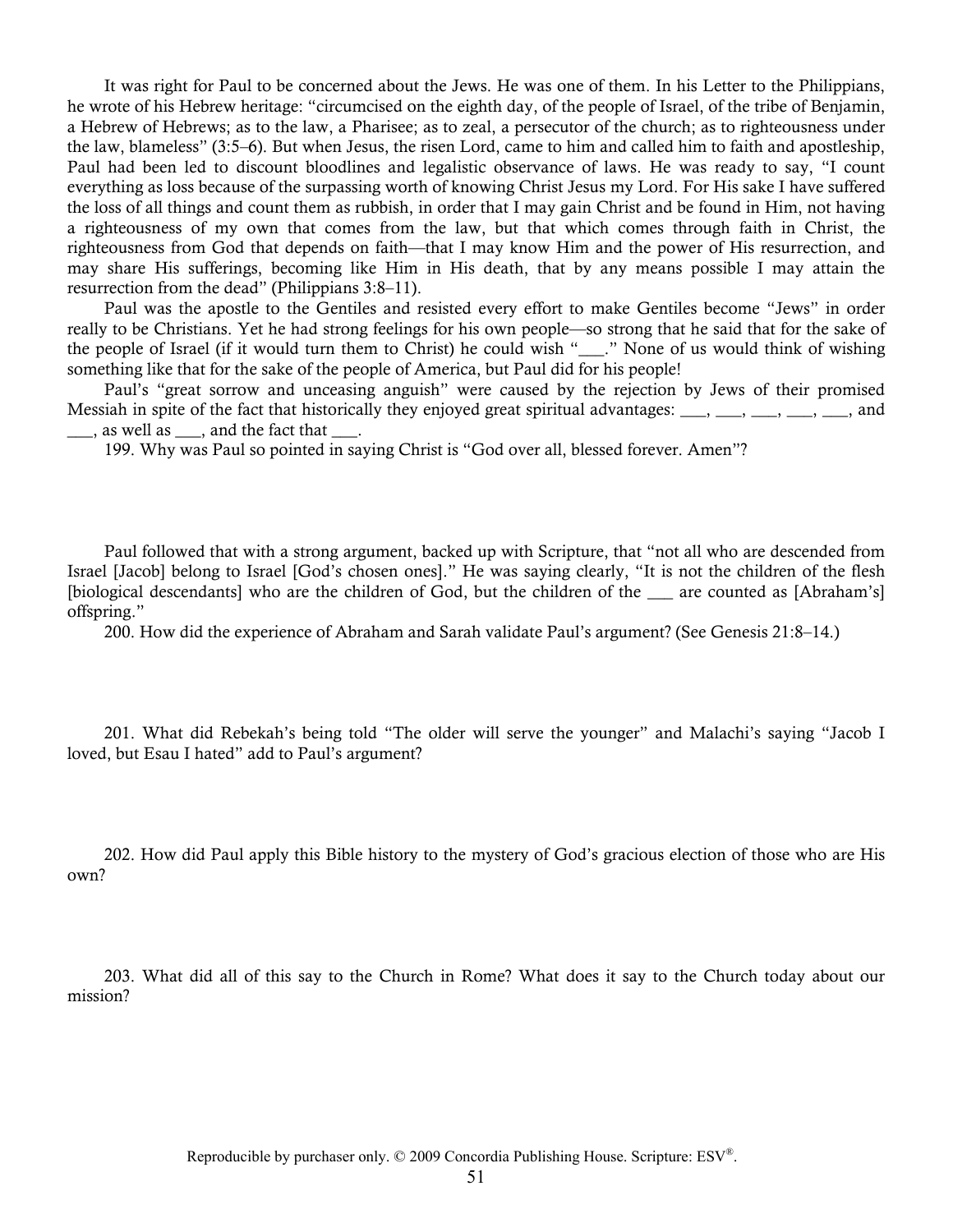It was right for Paul to be concerned about the Jews. He was one of them. In his Letter to the Philippians, he wrote of his Hebrew heritage: "circumcised on the eighth day, of the people of Israel, of the tribe of Benjamin, a Hebrew of Hebrews; as to the law, a Pharisee; as to zeal, a persecutor of the church; as to righteousness under the law, blameless" (3:5–6). But when Jesus, the risen Lord, came to him and called him to faith and apostleship, Paul had been led to discount bloodlines and legalistic observance of laws. He was ready to say, "I count everything as loss because of the surpassing worth of knowing Christ Jesus my Lord. For His sake I have suffered the loss of all things and count them as rubbish, in order that I may gain Christ and be found in Him, not having a righteousness of my own that comes from the law, but that which comes through faith in Christ, the righteousness from God that depends on faith—that I may know Him and the power of His resurrection, and may share His sufferings, becoming like Him in His death, that by any means possible I may attain the resurrection from the dead" (Philippians 3:8–11).

Paul was the apostle to the Gentiles and resisted every effort to make Gentiles become "Jews" in order really to be Christians. Yet he had strong feelings for his own people—so strong that he said that for the sake of the people of Israel (if it would turn them to Christ) he could wish "___." None of us would think of wishing something like that for the sake of the people of America, but Paul did for his people!

Paul's "great sorrow and unceasing anguish" were caused by the rejection by Jews of their promised Messiah in spite of the fact that historically they enjoyed great spiritual advantages: ___, ___, ___, ___, ___, and ___, as well as ___, and the fact that ___.

199. Why was Paul so pointed in saying Christ is "God over all, blessed forever. Amen"?

Paul followed that with a strong argument, backed up with Scripture, that "not all who are descended from Israel [Jacob] belong to Israel [God's chosen ones]." He was saying clearly, "It is not the children of the flesh [biological descendants] who are the children of God, but the children of the ___ are counted as [Abraham's] offspring."

200. How did the experience of Abraham and Sarah validate Paul's argument? (See Genesis 21:8–14.)

201. What did Rebekah's being told "The older will serve the younger" and Malachi's saying "Jacob I loved, but Esau I hated" add to Paul's argument?

202. How did Paul apply this Bible history to the mystery of God's gracious election of those who are His own?

203. What did all of this say to the Church in Rome? What does it say to the Church today about our mission?

Reproducible by purchaser only. © 2009 Concordia Publishing House. Scripture: ESV®.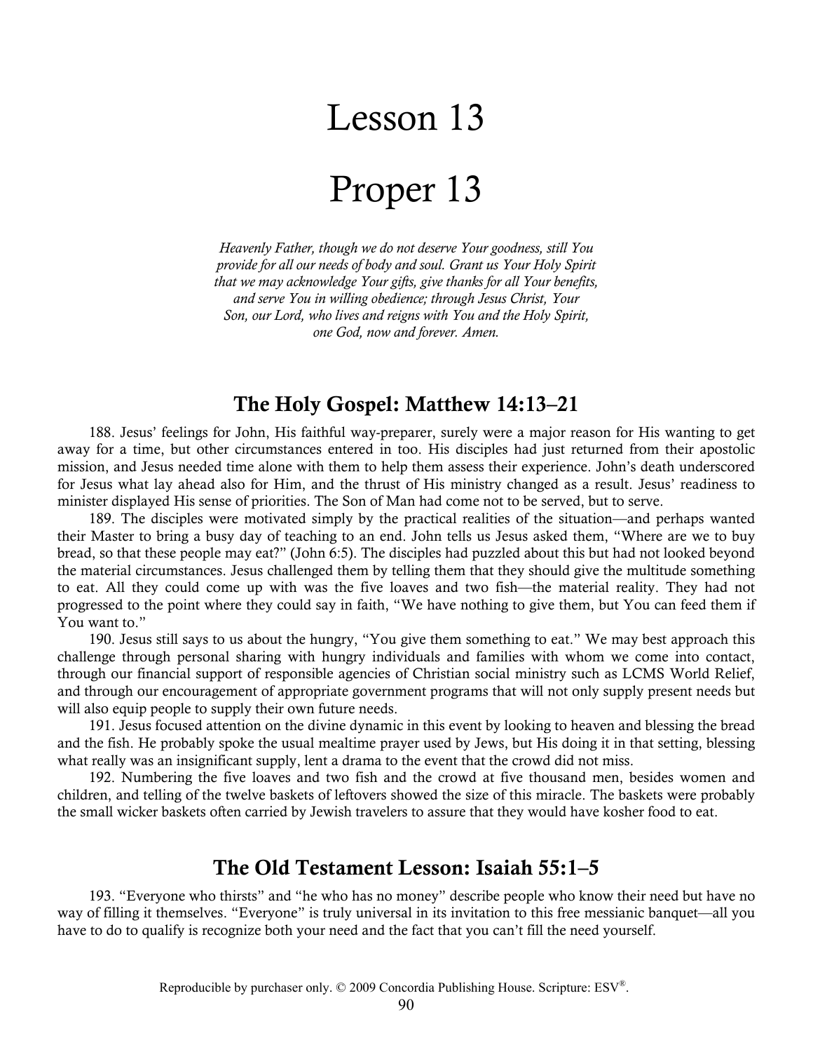# Lesson 13

# Proper 13

*Heavenly Father, though we do not deserve Your goodness, still You provide for all our needs of body and soul. Grant us Your Holy Spirit that we may acknowledge Your gifts, give thanks for all Your benefits, and serve You in willing obedience; through Jesus Christ, Your Son, our Lord, who lives and reigns with You and the Holy Spirit, one God, now and forever. Amen.*

## The Holy Gospel: Matthew 14:13–21

188. Jesus' feelings for John, His faithful way-preparer, surely were a major reason for His wanting to get away for a time, but other circumstances entered in too. His disciples had just returned from their apostolic mission, and Jesus needed time alone with them to help them assess their experience. John's death underscored for Jesus what lay ahead also for Him, and the thrust of His ministry changed as a result. Jesus' readiness to minister displayed His sense of priorities. The Son of Man had come not to be served, but to serve.

189. The disciples were motivated simply by the practical realities of the situation—and perhaps wanted their Master to bring a busy day of teaching to an end. John tells us Jesus asked them, "Where are we to buy bread, so that these people may eat?" (John 6:5). The disciples had puzzled about this but had not looked beyond the material circumstances. Jesus challenged them by telling them that they should give the multitude something to eat. All they could come up with was the five loaves and two fish—the material reality. They had not progressed to the point where they could say in faith, "We have nothing to give them, but You can feed them if You want to."

190. Jesus still says to us about the hungry, "You give them something to eat." We may best approach this challenge through personal sharing with hungry individuals and families with whom we come into contact, through our financial support of responsible agencies of Christian social ministry such as LCMS World Relief, and through our encouragement of appropriate government programs that will not only supply present needs but will also equip people to supply their own future needs.

191. Jesus focused attention on the divine dynamic in this event by looking to heaven and blessing the bread and the fish. He probably spoke the usual mealtime prayer used by Jews, but His doing it in that setting, blessing what really was an insignificant supply, lent a drama to the event that the crowd did not miss.

192. Numbering the five loaves and two fish and the crowd at five thousand men, besides women and children, and telling of the twelve baskets of leftovers showed the size of this miracle. The baskets were probably the small wicker baskets often carried by Jewish travelers to assure that they would have kosher food to eat.

## The Old Testament Lesson: Isaiah 55:1–5

193. "Everyone who thirsts" and "he who has no money" describe people who know their need but have no way of filling it themselves. "Everyone" is truly universal in its invitation to this free messianic banquet—all you have to do to qualify is recognize both your need and the fact that you can't fill the need yourself.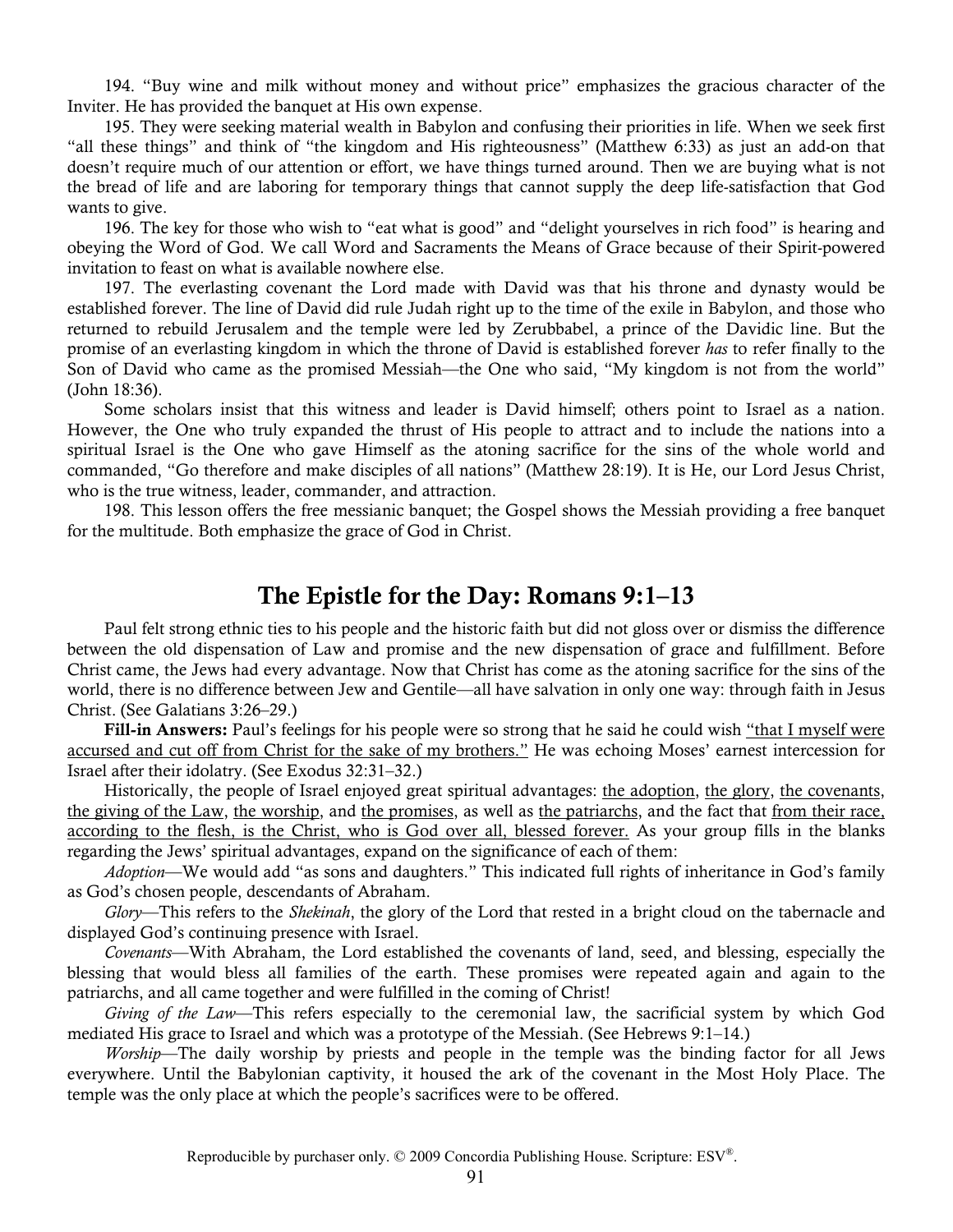194. "Buy wine and milk without money and without price" emphasizes the gracious character of the Inviter. He has provided the banquet at His own expense.

195. They were seeking material wealth in Babylon and confusing their priorities in life. When we seek first "all these things" and think of "the kingdom and His righteousness" (Matthew 6:33) as just an add-on that doesn't require much of our attention or effort, we have things turned around. Then we are buying what is not the bread of life and are laboring for temporary things that cannot supply the deep life-satisfaction that God wants to give.

196. The key for those who wish to "eat what is good" and "delight yourselves in rich food" is hearing and obeying the Word of God. We call Word and Sacraments the Means of Grace because of their Spirit-powered invitation to feast on what is available nowhere else.

197. The everlasting covenant the Lord made with David was that his throne and dynasty would be established forever. The line of David did rule Judah right up to the time of the exile in Babylon, and those who returned to rebuild Jerusalem and the temple were led by Zerubbabel, a prince of the Davidic line. But the promise of an everlasting kingdom in which the throne of David is established forever *has* to refer finally to the Son of David who came as the promised Messiah—the One who said, "My kingdom is not from the world" (John 18:36).

Some scholars insist that this witness and leader is David himself; others point to Israel as a nation. However, the One who truly expanded the thrust of His people to attract and to include the nations into a spiritual Israel is the One who gave Himself as the atoning sacrifice for the sins of the whole world and commanded, "Go therefore and make disciples of all nations" (Matthew 28:19). It is He, our Lord Jesus Christ, who is the true witness, leader, commander, and attraction.

198. This lesson offers the free messianic banquet; the Gospel shows the Messiah providing a free banquet for the multitude. Both emphasize the grace of God in Christ.

## The Epistle for the Day: Romans 9:1–13

Paul felt strong ethnic ties to his people and the historic faith but did not gloss over or dismiss the difference between the old dispensation of Law and promise and the new dispensation of grace and fulfillment. Before Christ came, the Jews had every advantage. Now that Christ has come as the atoning sacrifice for the sins of the world, there is no difference between Jew and Gentile—all have salvation in only one way: through faith in Jesus Christ. (See Galatians 3:26–29.)

**Fill-in Answers:** Paul's feelings for his people were so strong that he said he could wish <u>"that I myself were accursed and cut off from Christ for the sake of my brothers."</u> He was echoing Moses' earnest intercession for Israel after their idolatry. (See Exodus 32:31–32.)

Historically, the people of Israel enjoyed great spiritual advantages: <u>the adoption</u>, <u>the glory</u>, <u>the covenants</u>, <u>the giving of the Law</u>, <u>the worship</u>, and <u>the promises</u>, as well as <u>the patriarchs</u>, and the fact that <u>from their race, according to the flesh, is the Christ, who is God over all, blessed forever.</u> As your group fills in the blanks regarding the Jews' spiritual advantages, expand on the significance of each of them:

*Adoption*—We would add "as sons and daughters." This indicated full rights of inheritance in God's family as God's chosen people, descendants of Abraham.

*Glory*—This refers to the *Shekinah*, the glory of the Lord that rested in a bright cloud on the tabernacle and displayed God's continuing presence with Israel.

*Covenants*—With Abraham, the Lord established the covenants of land, seed, and blessing, especially the blessing that would bless all families of the earth. These promises were repeated again and again to the patriarchs, and all came together and were fulfilled in the coming of Christ!

*Giving of the Law*—This refers especially to the ceremonial law, the sacrificial system by which God mediated His grace to Israel and which was a prototype of the Messiah. (See Hebrews 9:1–14.)

*Worship*—The daily worship by priests and people in the temple was the binding factor for all Jews everywhere. Until the Babylonian captivity, it housed the ark of the covenant in the Most Holy Place. The temple was the only place at which the people's sacrifices were to be offered.

Reproducible by purchaser only. © 2009 Concordia Publishing House. Scripture: ESV®.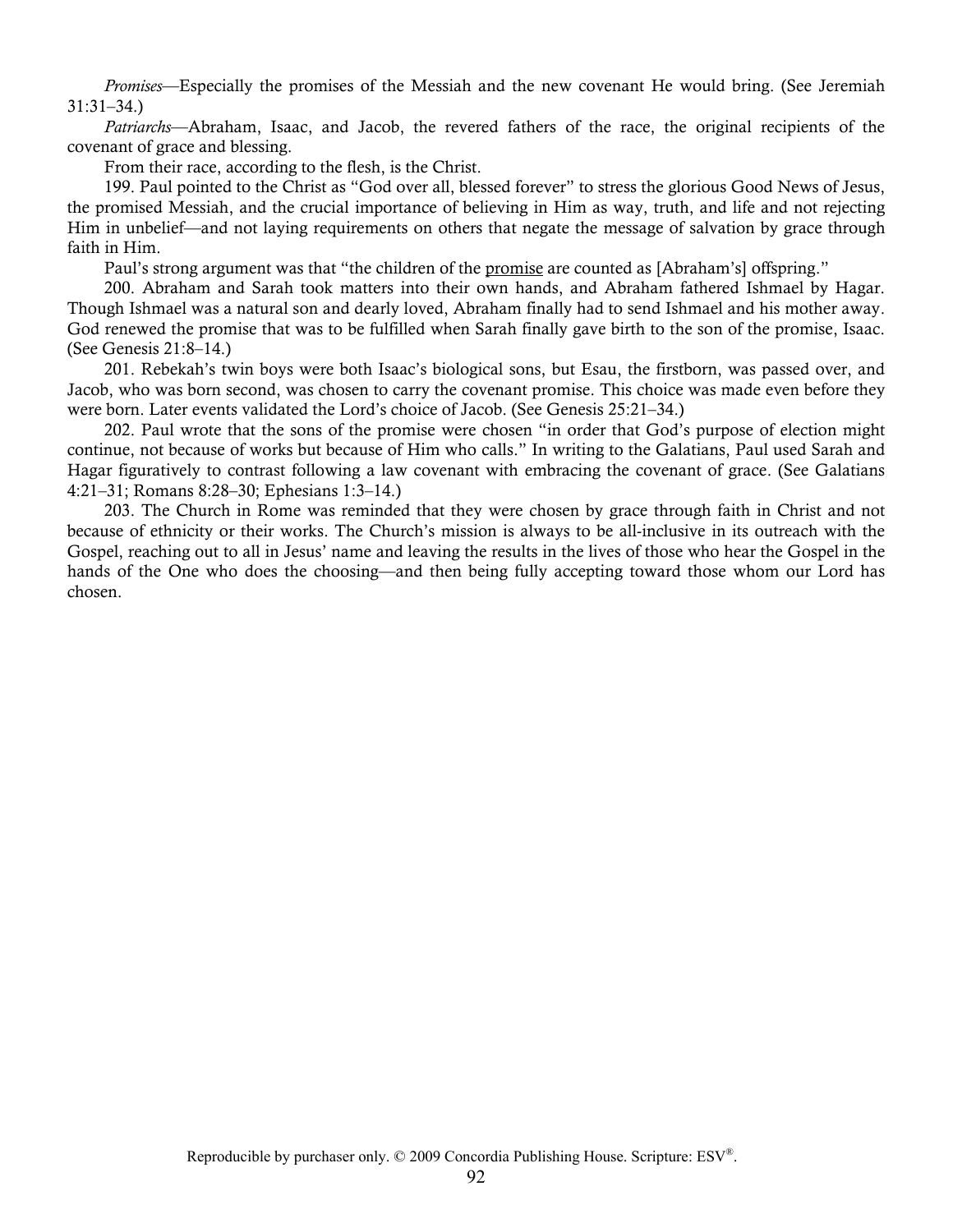*Promises*—Especially the promises of the Messiah and the new covenant He would bring. (See Jeremiah 31:31–34.)

*Patriarchs*—Abraham, Isaac, and Jacob, the revered fathers of the race, the original recipients of the covenant of grace and blessing.

From their race, according to the flesh, is the Christ.

199. Paul pointed to the Christ as "God over all, blessed forever" to stress the glorious Good News of Jesus, the promised Messiah, and the crucial importance of believing in Him as way, truth, and life and not rejecting Him in unbelief—and not laying requirements on others that negate the message of salvation by grace through faith in Him.

Paul's strong argument was that "the children of the promise are counted as [Abraham's] offspring."

200. Abraham and Sarah took matters into their own hands, and Abraham fathered Ishmael by Hagar. Though Ishmael was a natural son and dearly loved, Abraham finally had to send Ishmael and his mother away. God renewed the promise that was to be fulfilled when Sarah finally gave birth to the son of the promise, Isaac. (See Genesis 21:8–14.)

201. Rebekah's twin boys were both Isaac's biological sons, but Esau, the firstborn, was passed over, and Jacob, who was born second, was chosen to carry the covenant promise. This choice was made even before they were born. Later events validated the Lord's choice of Jacob. (See Genesis 25:21–34.)

202. Paul wrote that the sons of the promise were chosen "in order that God's purpose of election might continue, not because of works but because of Him who calls." In writing to the Galatians, Paul used Sarah and Hagar figuratively to contrast following a law covenant with embracing the covenant of grace. (See Galatians 4:21–31; Romans 8:28–30; Ephesians 1:3–14.)

203. The Church in Rome was reminded that they were chosen by grace through faith in Christ and not because of ethnicity or their works. The Church's mission is always to be all-inclusive in its outreach with the Gospel, reaching out to all in Jesus' name and leaving the results in the lives of those who hear the Gospel in the hands of the One who does the choosing—and then being fully accepting toward those whom our Lord has chosen.